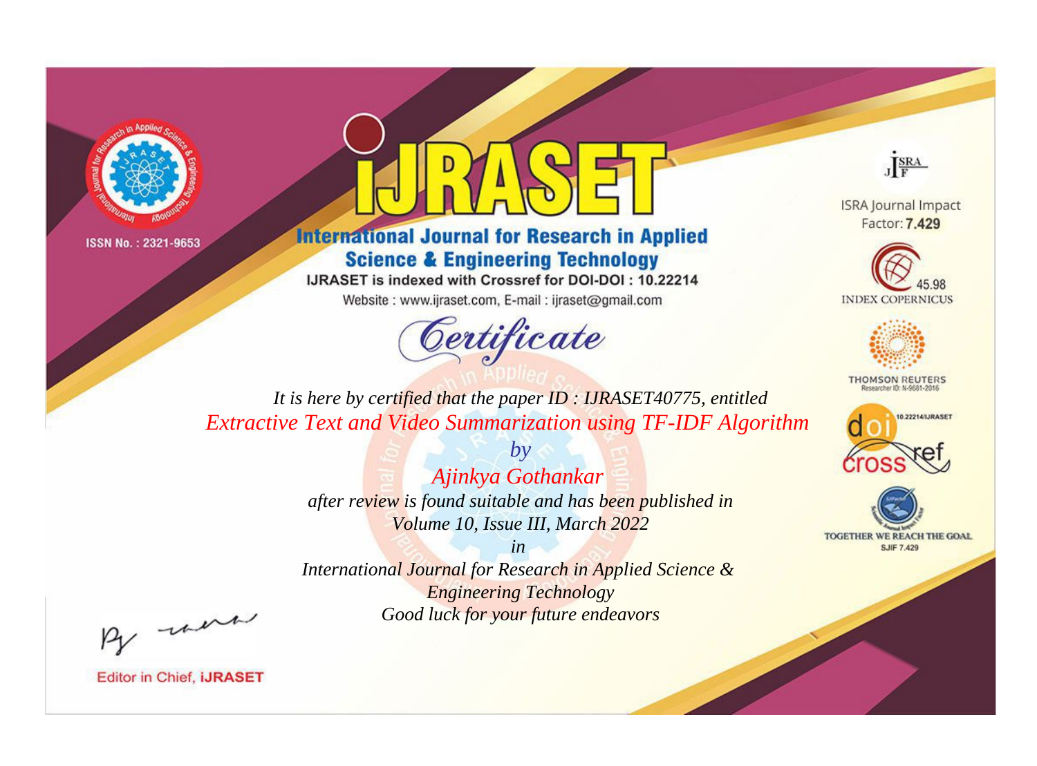ISSN No. : 2321-9653

# IJRASET

## International Journal for Research in Applied Science & Engineering Technology

IJRASET is indexed with Crossref for DOI-DOI : 10.22214

Website : www.ijraset.com, E-mail : ijraset@gmail.com

*Certificate*

*It is here by certified that the paper ID : IJRASET40775, entitled*

*Extractive Text and Video Summarization using TF-IDF Algorithm*

*by*

*Ajinkya Gothankar*

*after review is found suitable and has been published in*

*Volume 10, Issue III, March 2022*

*in*

*International Journal for Research in Applied Science & Engineering Technology*

*Good luck for your future endeavors*

ISRA Journal Impact Factor: **7.429**

45.98 INDEX COPERNICUS

THOMSON REUTERS Researcher ID: N-9681-2016

10.22214/IJRASET

TOGETHER WE REACH THE GOAL SJIF 7.429

Editor in Chief, **iJRASET**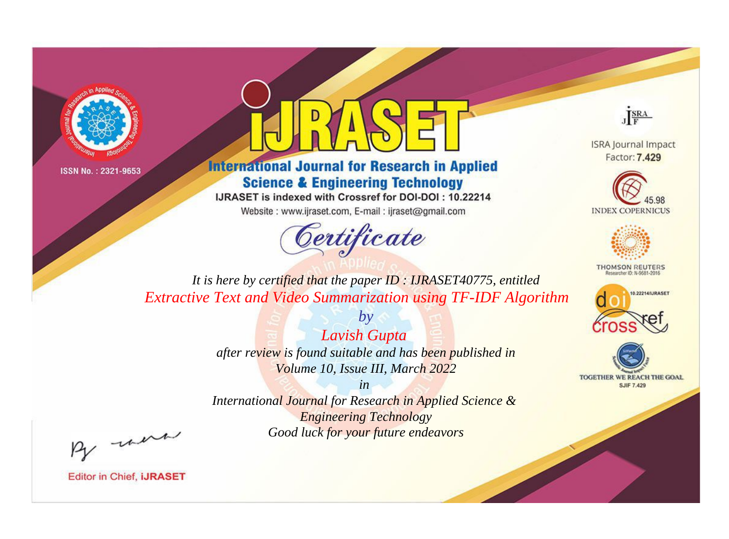ISSN No. : 2321-9653

# IJRASET

## International Journal for Research in Applied Science & Engineering Technology

IJRASET is indexed with Crossref for DOI-DOI : 10.22214

Website : www.ijraset.com, E-mail : ijraset@gmail.com

# Certificate

*It is here by certified that the paper ID : IJRASET40775, entitled*

*Extractive Text and Video Summarization using TF-IDF Algorithm*

*by*

*Lavish Gupta*

*after review is found suitable and has been published in*

*Volume 10, Issue III, March 2022*

*in*

*International Journal for Research in Applied Science & Engineering Technology*

*Good luck for your future endeavors*

ISRA Journal Impact Factor: **7.429**

45.98 INDEX COPERNICUS

THOMSON REUTERS Researcher ID: N-9681-2016

10.22214/IJRASET

TOGETHER WE REACH THE GOAL SJIF 7.429

Editor in Chief, **iJRASET**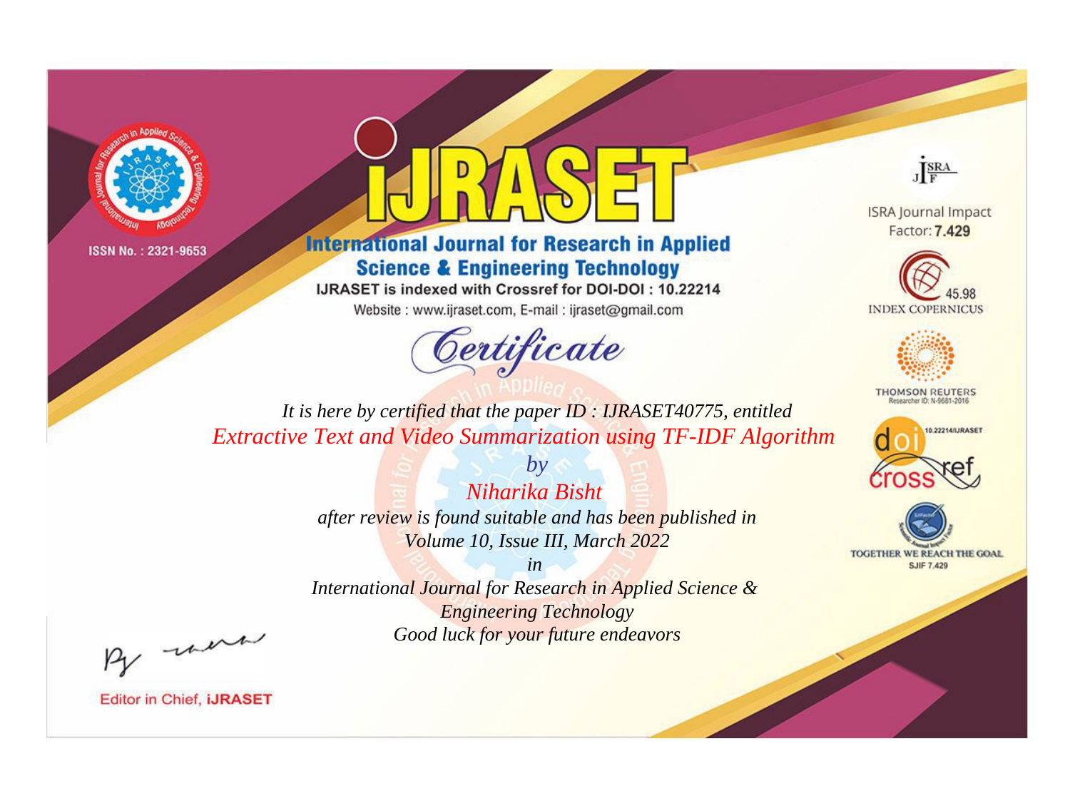ISSN No. : 2321-9653

# iJRASET

## International Journal for Research in Applied Science & Engineering Technology

IJRASET is indexed with Crossref for DOI-DOI : 10.22214

Website : www.ijraset.com, E-mail : ijraset@gmail.com

ISRA Journal Impact Factor: **7.429**

45.98 INDEX COPERNICUS

THOMSON REUTERS Researcher ID: N-9681-2016

10.22214/IJRASET

TOGETHER WE REACH THE GOAL SJIF 7.429

# *Certificate*

*It is here by certified that the paper ID : IJRASET40775, entitled*

*Extractive Text and Video Summarization using TF-IDF Algorithm*

*by*

*Niharika Bisht*

*after review is found suitable and has been published in*

*Volume 10, Issue III, March 2022*

*in*

*International Journal for Research in Applied Science & Engineering Technology*

*Good luck for your future endeavors*

Editor in Chief, **iJRASET**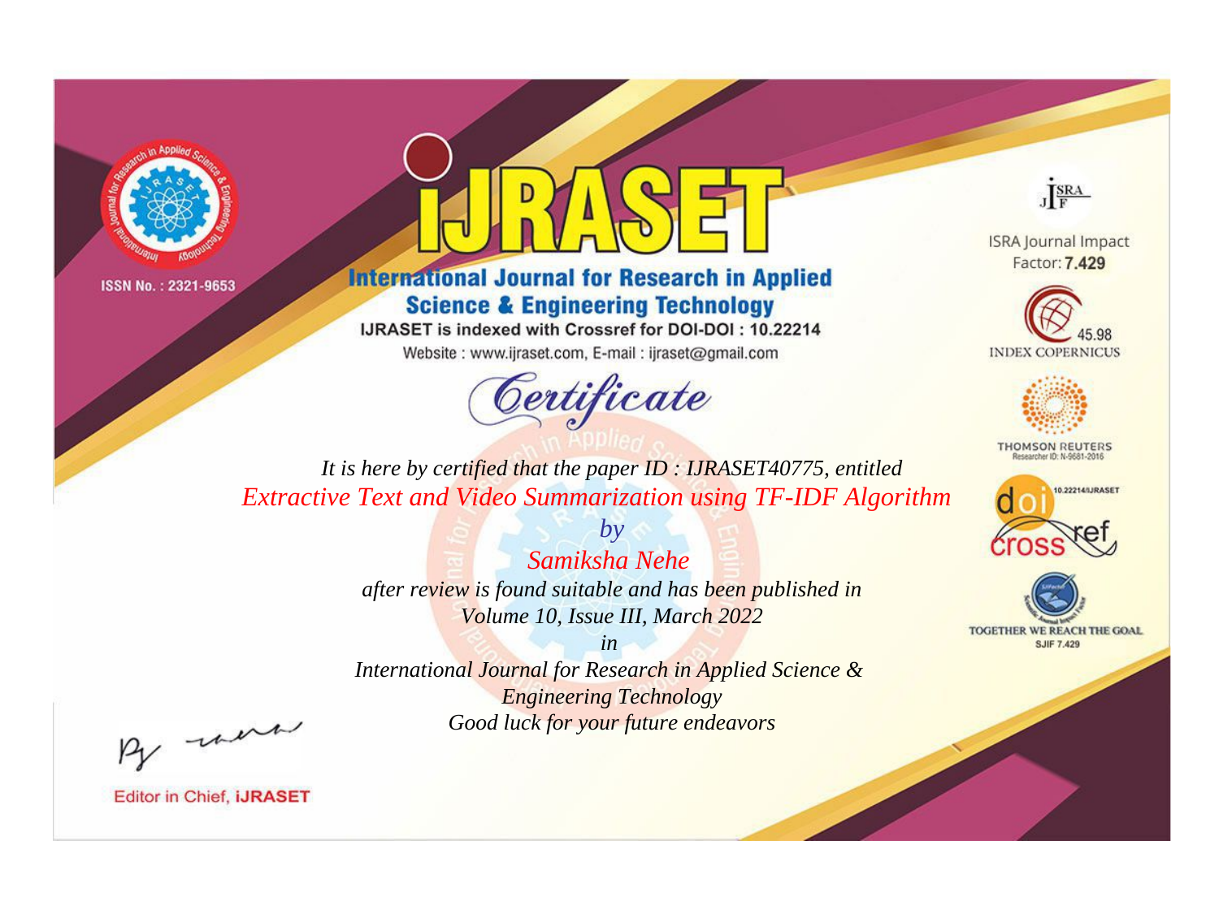ISSN No. : 2321-9653

# iJRASET

## International Journal for Research in Applied Science & Engineering Technology

IJRASET is indexed with Crossref for DOI-DOI : 10.22214

Website : www.ijraset.com, E-mail : ijraset@gmail.com

ISRA Journal Impact Factor: **7.429**

45.98 INDEX COPERNICUS

THOMSON REUTERS Researcher ID: N-9681-2016

10.22214/IJRASET

TOGETHER WE REACH THE GOAL SJIF 7.429

*Certificate*

*It is here by certified that the paper ID : IJRASET40775, entitled*

*Extractive Text and Video Summarization using TF-IDF Algorithm*

*by*

*Samiksha Nehe*

*after review is found suitable and has been published in*

*Volume 10, Issue III, March 2022*

*in*

*International Journal for Research in Applied Science & Engineering Technology*

*Good luck for your future endeavors*

Editor in Chief, **iJRASET**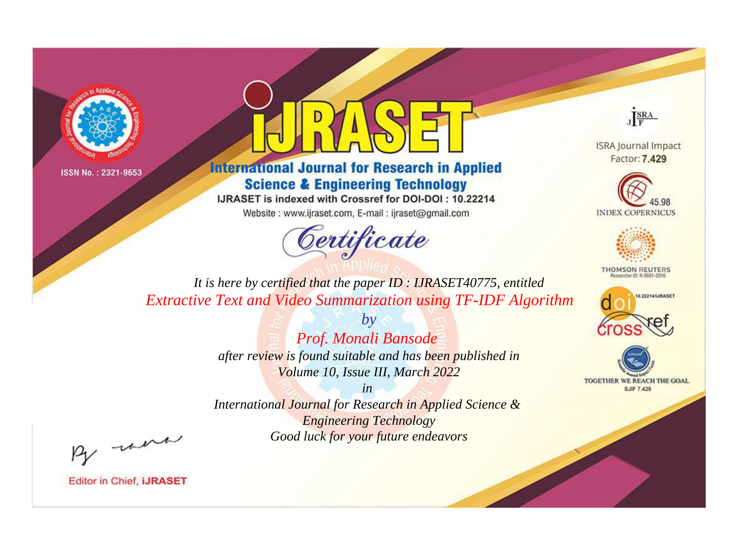ISSN No. : 2321-9653

# iJRASET

## International Journal for Research in Applied Science & Engineering Technology

IJRASET is indexed with Crossref for DOI-DOI : 10.22214

Website : www.ijraset.com, E-mail : ijraset@gmail.com

ISRA Journal Impact Factor: **7.429**

45.98 INDEX COPERNICUS

THOMSON REUTERS Researcher ID: N-9681-2016

10.22214/IJRASET

TOGETHER WE REACH THE GOAL SJIF 7.429

# *Certificate*

*It is here by certified that the paper ID : IJRASET40775, entitled*

*Extractive Text and Video Summarization using TF-IDF Algorithm*

*by*

*Prof. Monali Bansode*

*after review is found suitable and has been published in*

*Volume 10, Issue III, March 2022*

*in*

*International Journal for Research in Applied Science & Engineering Technology*

*Good luck for your future endeavors*

Editor in Chief, **iJRASET**